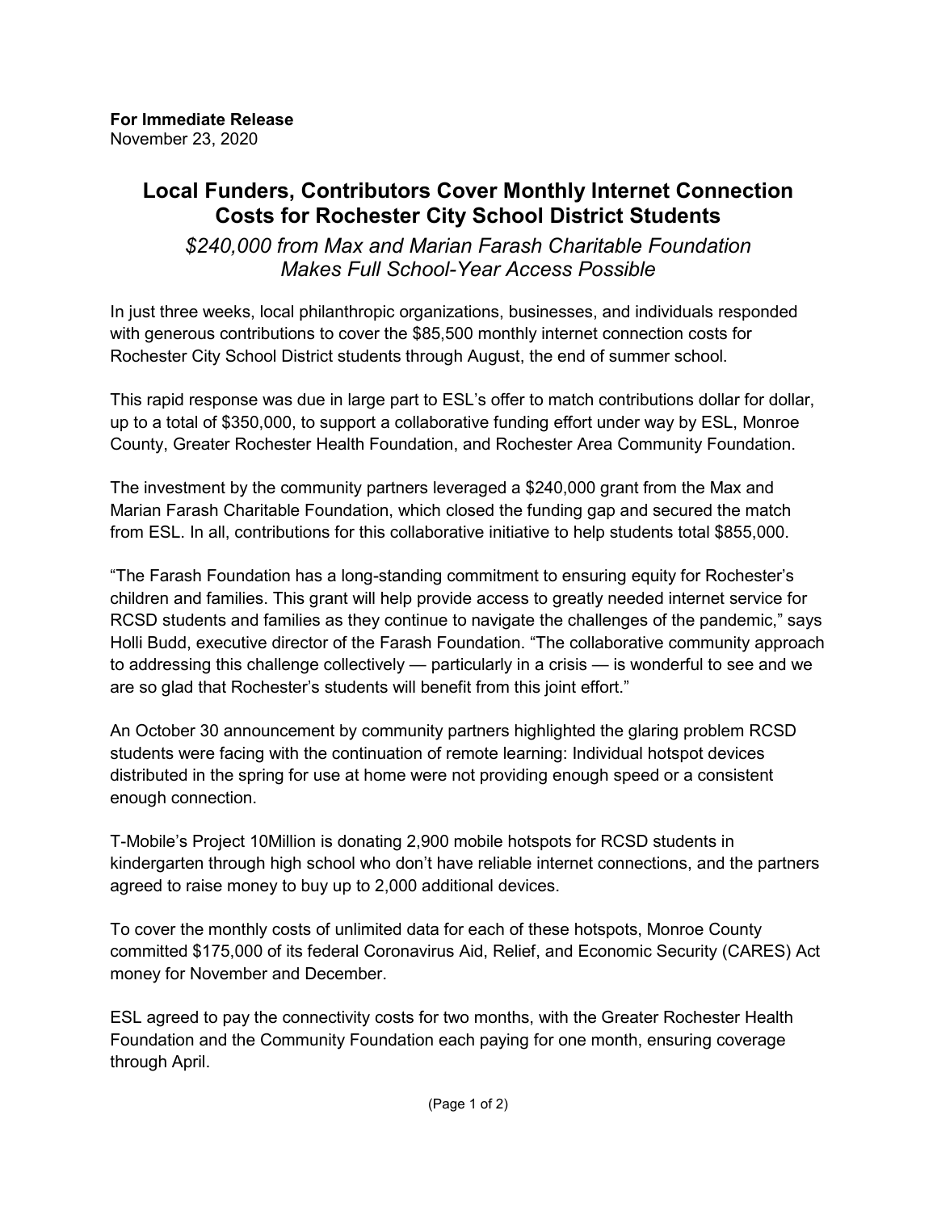**For Immediate Release**
November 23, 2020

# Local Funders, Contributors Cover Monthly Internet Connection Costs for Rochester City School District Students

*$240,000 from Max and Marian Farash Charitable Foundation Makes Full School-Year Access Possible*

In just three weeks, local philanthropic organizations, businesses, and individuals responded with generous contributions to cover the $85,500 monthly internet connection costs for Rochester City School District students through August, the end of summer school.

This rapid response was due in large part to ESL's offer to match contributions dollar for dollar, up to a total of $350,000, to support a collaborative funding effort under way by ESL, Monroe County, Greater Rochester Health Foundation, and Rochester Area Community Foundation.

The investment by the community partners leveraged a $240,000 grant from the Max and Marian Farash Charitable Foundation, which closed the funding gap and secured the match from ESL. In all, contributions for this collaborative initiative to help students total $855,000.

"The Farash Foundation has a long-standing commitment to ensuring equity for Rochester's children and families. This grant will help provide access to greatly needed internet service for RCSD students and families as they continue to navigate the challenges of the pandemic," says Holli Budd, executive director of the Farash Foundation. "The collaborative community approach to addressing this challenge collectively — particularly in a crisis — is wonderful to see and we are so glad that Rochester's students will benefit from this joint effort."

An October 30 announcement by community partners highlighted the glaring problem RCSD students were facing with the continuation of remote learning: Individual hotspot devices distributed in the spring for use at home were not providing enough speed or a consistent enough connection.

T-Mobile's Project 10Million is donating 2,900 mobile hotspots for RCSD students in kindergarten through high school who don't have reliable internet connections, and the partners agreed to raise money to buy up to 2,000 additional devices.

To cover the monthly costs of unlimited data for each of these hotspots, Monroe County committed $175,000 of its federal Coronavirus Aid, Relief, and Economic Security (CARES) Act money for November and December.

ESL agreed to pay the connectivity costs for two months, with the Greater Rochester Health Foundation and the Community Foundation each paying for one month, ensuring coverage through April.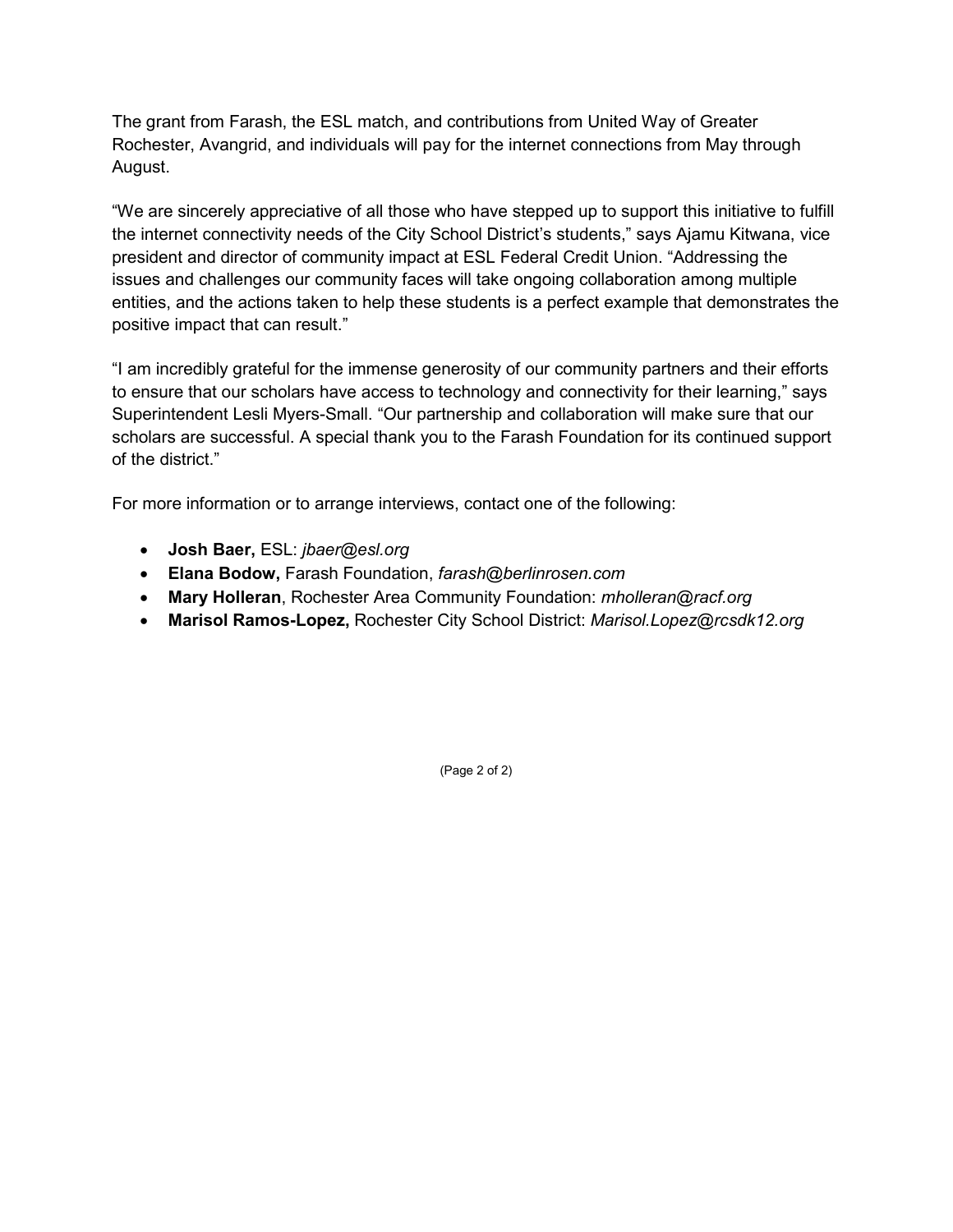The grant from Farash, the ESL match, and contributions from United Way of Greater Rochester, Avangrid, and individuals will pay for the internet connections from May through August.

“We are sincerely appreciative of all those who have stepped up to support this initiative to fulfill the internet connectivity needs of the City School District’s students,” says Ajamu Kitwana, vice president and director of community impact at ESL Federal Credit Union. “Addressing the issues and challenges our community faces will take ongoing collaboration among multiple entities, and the actions taken to help these students is a perfect example that demonstrates the positive impact that can result.”

“I am incredibly grateful for the immense generosity of our community partners and their efforts to ensure that our scholars have access to technology and connectivity for their learning,” says Superintendent Lesli Myers-Small. “Our partnership and collaboration will make sure that our scholars are successful. A special thank you to the Farash Foundation for its continued support of the district.”

For more information or to arrange interviews, contact one of the following:

- **Josh Baer,** ESL: *jbaer@esl.org*
- **Elana Bodow,** Farash Foundation, *farash@berlinrosen.com*
- **Mary Holleran**, Rochester Area Community Foundation: *mholleran@racf.org*
- **Marisol Ramos-Lopez,** Rochester City School District: *Marisol.Lopez@rcsdk12.org*